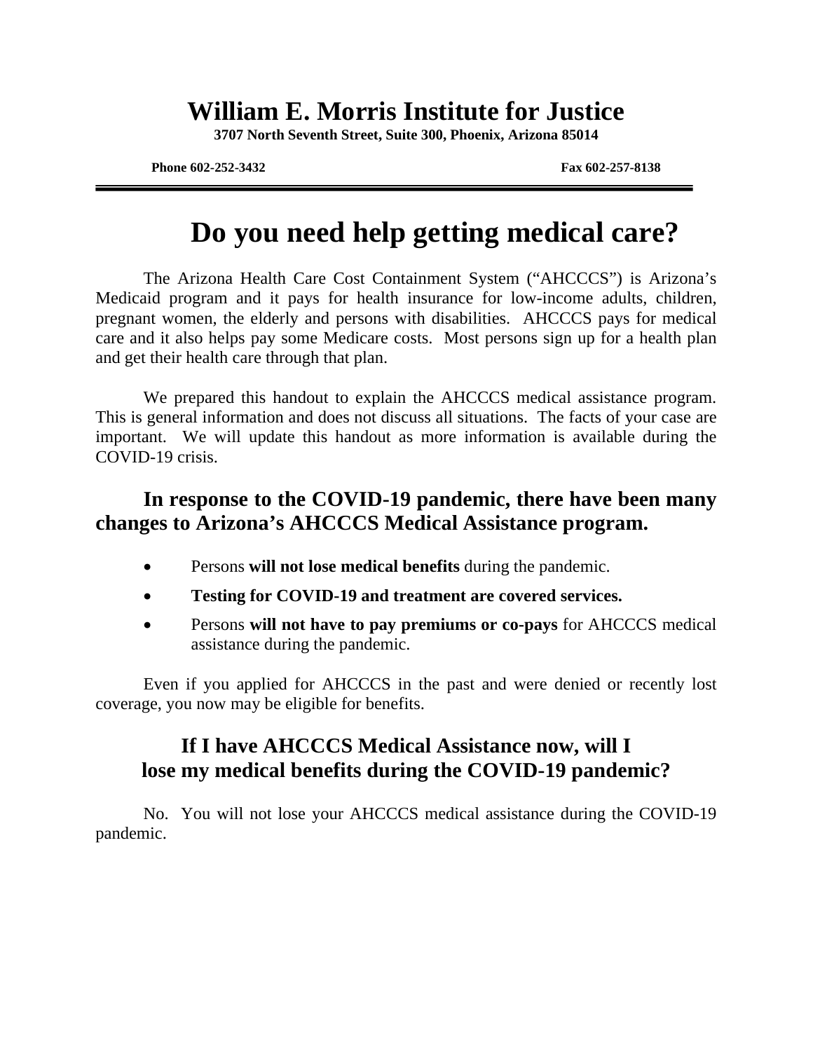# William E. Morris Institute for Justice

**3707 North Seventh Street, Suite 300, Phoenix, Arizona 85014**

**Phone 602-252-3432** **Fax 602-257-8138**

# Do you need help getting medical care?

The Arizona Health Care Cost Containment System ("AHCCCS") is Arizona's Medicaid program and it pays for health insurance for low-income adults, children, pregnant women, the elderly and persons with disabilities. AHCCCS pays for medical care and it also helps pay some Medicare costs. Most persons sign up for a health plan and get their health care through that plan.

We prepared this handout to explain the AHCCCS medical assistance program. This is general information and does not discuss all situations. The facts of your case are important. We will update this handout as more information is available during the COVID-19 crisis.

## In response to the COVID-19 pandemic, there have been many changes to Arizona's AHCCCS Medical Assistance program.

- Persons **will not lose medical benefits** during the pandemic.
- **Testing for COVID-19 and treatment are covered services.**
- Persons **will not have to pay premiums or co-pays** for AHCCCS medical assistance during the pandemic.

Even if you applied for AHCCCS in the past and were denied or recently lost coverage, you now may be eligible for benefits.

## If I have AHCCCS Medical Assistance now, will I lose my medical benefits during the COVID-19 pandemic?

No. You will not lose your AHCCCS medical assistance during the COVID-19 pandemic.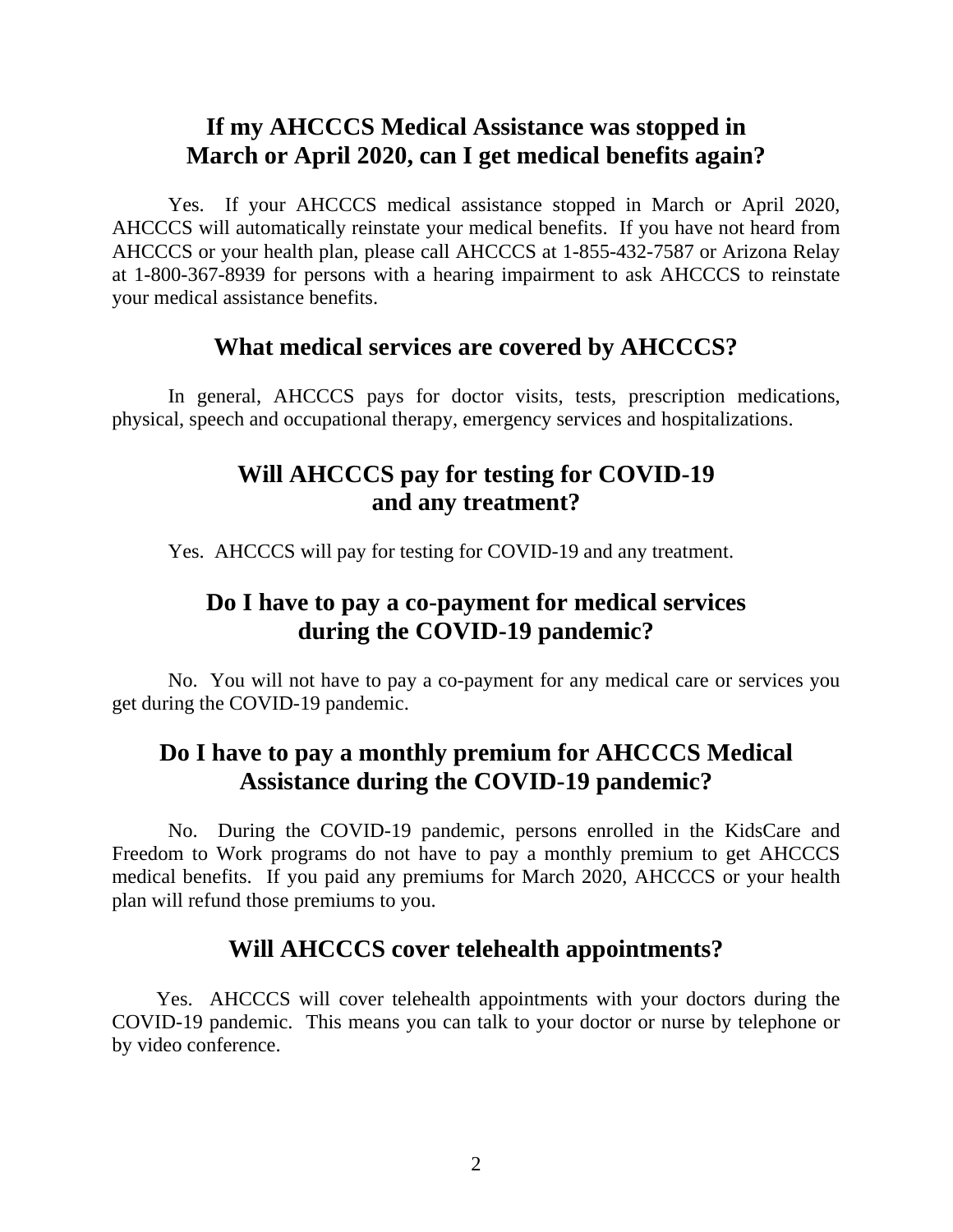## If my AHCCCS Medical Assistance was stopped in March or April 2020, can I get medical benefits again?

Yes. If your AHCCCS medical assistance stopped in March or April 2020, AHCCCS will automatically reinstate your medical benefits. If you have not heard from AHCCCS or your health plan, please call AHCCCS at 1-855-432-7587 or Arizona Relay at 1-800-367-8939 for persons with a hearing impairment to ask AHCCCS to reinstate your medical assistance benefits.

## What medical services are covered by AHCCCS?

In general, AHCCCS pays for doctor visits, tests, prescription medications, physical, speech and occupational therapy, emergency services and hospitalizations.

## Will AHCCCS pay for testing for COVID-19 and any treatment?

Yes. AHCCCS will pay for testing for COVID-19 and any treatment.

## Do I have to pay a co-payment for medical services during the COVID-19 pandemic?

No. You will not have to pay a co-payment for any medical care or services you get during the COVID-19 pandemic.

## Do I have to pay a monthly premium for AHCCCS Medical Assistance during the COVID-19 pandemic?

No. During the COVID-19 pandemic, persons enrolled in the KidsCare and Freedom to Work programs do not have to pay a monthly premium to get AHCCCS medical benefits. If you paid any premiums for March 2020, AHCCCS or your health plan will refund those premiums to you.

## Will AHCCCS cover telehealth appointments?

Yes. AHCCCS will cover telehealth appointments with your doctors during the COVID-19 pandemic. This means you can talk to your doctor or nurse by telephone or by video conference.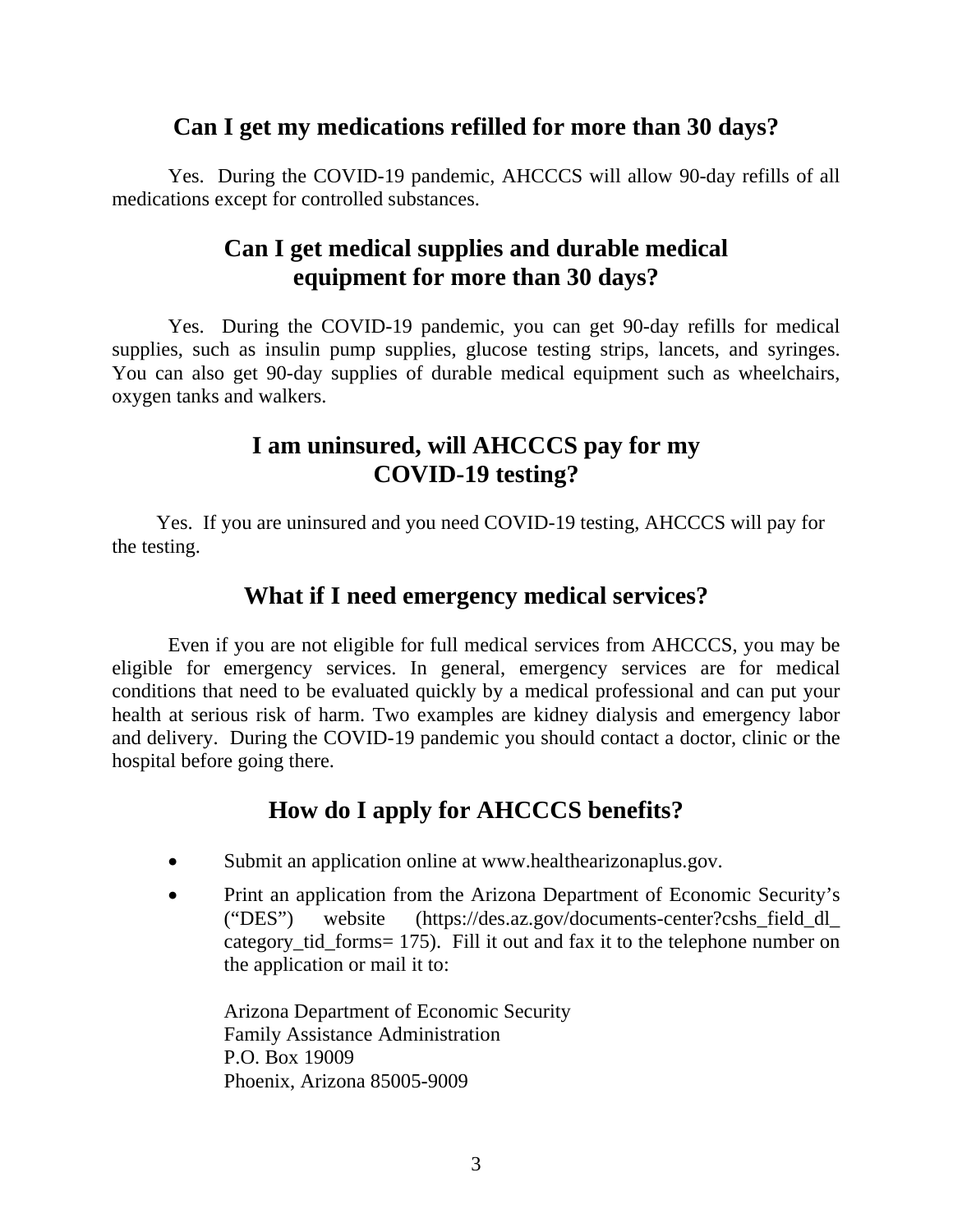## Can I get my medications refilled for more than 30 days?

Yes. During the COVID-19 pandemic, AHCCCS will allow 90-day refills of all medications except for controlled substances.

## Can I get medical supplies and durable medical equipment for more than 30 days?

Yes. During the COVID-19 pandemic, you can get 90-day refills for medical supplies, such as insulin pump supplies, glucose testing strips, lancets, and syringes. You can also get 90-day supplies of durable medical equipment such as wheelchairs, oxygen tanks and walkers.

## I am uninsured, will AHCCCS pay for my COVID-19 testing?

Yes. If you are uninsured and you need COVID-19 testing, AHCCCS will pay for the testing.

## What if I need emergency medical services?

Even if you are not eligible for full medical services from AHCCCS, you may be eligible for emergency services. In general, emergency services are for medical conditions that need to be evaluated quickly by a medical professional and can put your health at serious risk of harm. Two examples are kidney dialysis and emergency labor and delivery. During the COVID-19 pandemic you should contact a doctor, clinic or the hospital before going there.

## How do I apply for AHCCCS benefits?

- Submit an application online at www.healthearizonaplus.gov.
- Print an application from the Arizona Department of Economic Security's ("DES") website (https://des.az.gov/documents-center?cshs_field_dl_category_tid_forms= 175). Fill it out and fax it to the telephone number on the application or mail it to:

  Arizona Department of Economic Security
  Family Assistance Administration
  P.O. Box 19009
  Phoenix, Arizona 85005-9009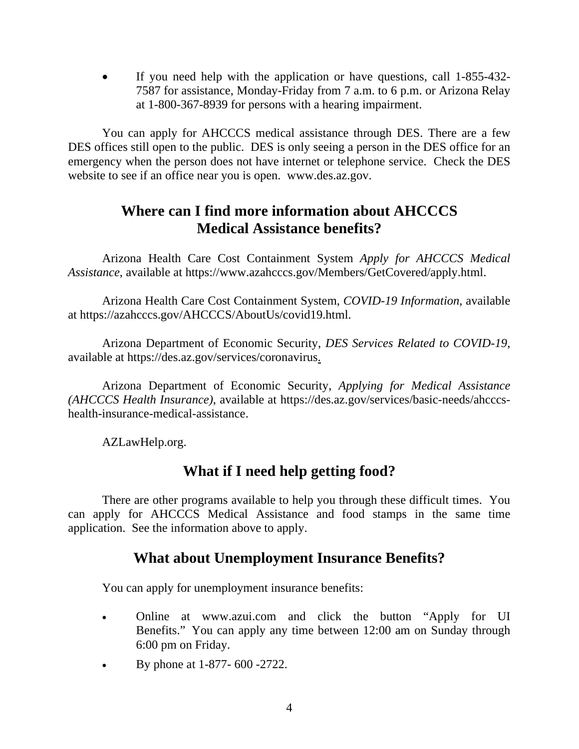- If you need help with the application or have questions, call 1-855-432-7587 for assistance, Monday-Friday from 7 a.m. to 6 p.m. or Arizona Relay at 1-800-367-8939 for persons with a hearing impairment.

You can apply for AHCCCS medical assistance through DES. There are a few DES offices still open to the public. DES is only seeing a person in the DES office for an emergency when the person does not have internet or telephone service. Check the DES website to see if an office near you is open. www.des.az.gov.

## Where can I find more information about AHCCCS Medical Assistance benefits?

Arizona Health Care Cost Containment System *Apply for AHCCCS Medical Assistance*, available at https://www.azahcccs.gov/Members/GetCovered/apply.html.

Arizona Health Care Cost Containment System, *COVID-19 Information,* available at https://azahcccs.gov/AHCCCS/AboutUs/covid19.html.

Arizona Department of Economic Security, *DES Services Related to COVID-19*, available at https://des.az.gov/services/coronavirus.

Arizona Department of Economic Security, *Applying for Medical Assistance (AHCCCS Health Insurance)*, available at https://des.az.gov/services/basic-needs/ahcccs-health-insurance-medical-assistance.

AZLawHelp.org.

## What if I need help getting food?

There are other programs available to help you through these difficult times. You can apply for AHCCCS Medical Assistance and food stamps in the same time application. See the information above to apply.

## What about Unemployment Insurance Benefits?

You can apply for unemployment insurance benefits:

- Online at www.azui.com and click the button "Apply for UI Benefits." You can apply any time between 12:00 am on Sunday through 6:00 pm on Friday.
- By phone at 1-877- 600 -2722.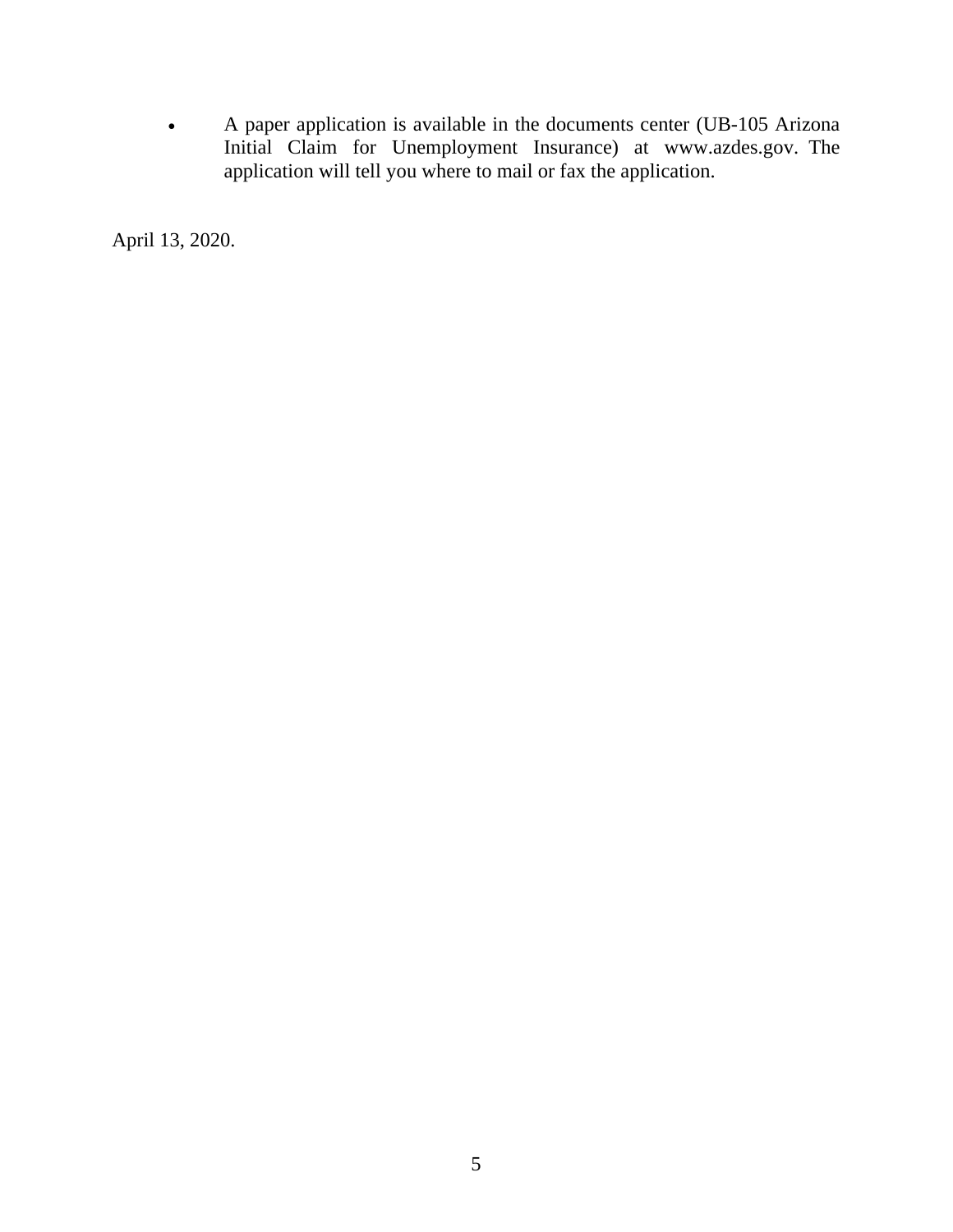- A paper application is available in the documents center (UB-105 Arizona Initial Claim for Unemployment Insurance) at www.azdes.gov. The application will tell you where to mail or fax the application.

April 13, 2020.